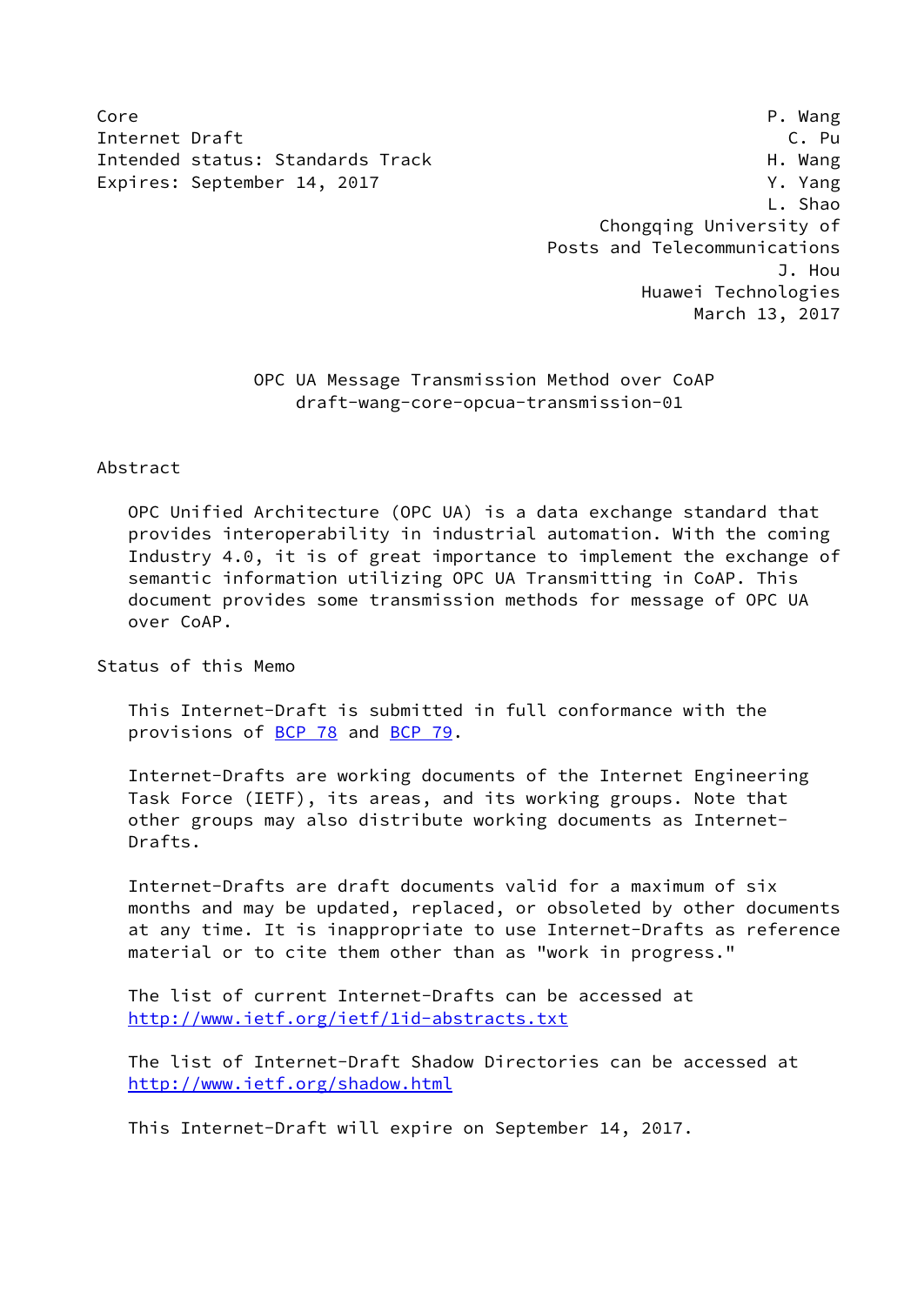Core                                                            P. Wang
Internet Draft                                                    C. Pu
Intended status: Standards Track                                H. Wang
Expires: September 14, 2017                                     Y. Yang
                                                                L. Shao
                                                Chongqing University of
                                            Posts and Telecommunications
                                                                 J. Hou
                                                     Huawei Technologies
                                                          March 13, 2017

# OPC UA Message Transmission Method over CoAP
## draft-wang-core-opcua-transmission-01

## Abstract

OPC Unified Architecture (OPC UA) is a data exchange standard that provides interoperability in industrial automation. With the coming Industry 4.0, it is of great importance to implement the exchange of semantic information utilizing OPC UA Transmitting in CoAP. This document provides some transmission methods for message of OPC UA over CoAP.

## Status of this Memo

This Internet-Draft is submitted in full conformance with the provisions of BCP 78 and BCP 79.

Internet-Drafts are working documents of the Internet Engineering Task Force (IETF), its areas, and its working groups. Note that other groups may also distribute working documents as Internet-Drafts.

Internet-Drafts are draft documents valid for a maximum of six months and may be updated, replaced, or obsoleted by other documents at any time. It is inappropriate to use Internet-Drafts as reference material or to cite them other than as "work in progress."

The list of current Internet-Drafts can be accessed at http://www.ietf.org/ietf/1id-abstracts.txt

The list of Internet-Draft Shadow Directories can be accessed at http://www.ietf.org/shadow.html

This Internet-Draft will expire on September 14, 2017.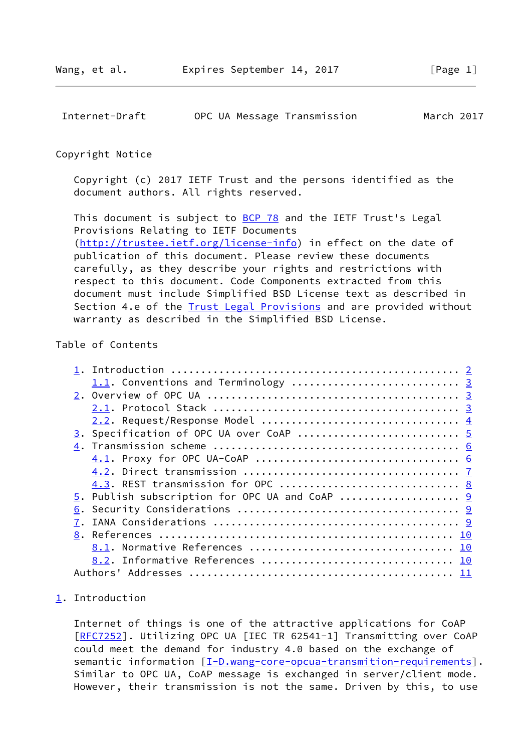## Copyright Notice

Copyright (c) 2017 IETF Trust and the persons identified as the document authors. All rights reserved.

This document is subject to BCP 78 and the IETF Trust's Legal Provisions Relating to IETF Documents (http://trustee.ietf.org/license-info) in effect on the date of publication of this document. Please review these documents carefully, as they describe your rights and restrictions with respect to this document. Code Components extracted from this document must include Simplified BSD License text as described in Section 4.e of the Trust Legal Provisions and are provided without warranty as described in the Simplified BSD License.

## Table of Contents

```
   1. Introduction ................................................ 2
      1.1. Conventions and Terminology ........................... 3
   2. Overview of OPC UA .......................................... 3
      2.1. Protocol Stack ........................................ 3
      2.2. Request/Response Model ................................ 4
   3. Specification of OPC UA over CoAP .......................... 5
   4. Transmission scheme ......................................... 6
      4.1. Proxy for OPC UA-CoAP ................................. 6
      4.2. Direct transmission ................................... 7
      4.3. REST transmission for OPC ............................. 8
   5. Publish subscription for OPC UA and CoAP ................... 9
   6. Security Considerations ..................................... 9
   7. IANA Considerations ......................................... 9
   8. References .................................................. 10
      8.1. Normative References .................................. 10
      8.2. Informative References ................................ 10
   Authors' Addresses ............................................. 11
```

## 1. Introduction

Internet of things is one of the attractive applications for CoAP [RFC7252]. Utilizing OPC UA [IEC TR 62541-1] Transmitting over CoAP could meet the demand for industry 4.0 based on the exchange of semantic information [I-D.wang-core-opcua-transmition-requirements]. Similar to OPC UA, CoAP message is exchanged in server/client mode. However, their transmission is not the same. Driven by this, to use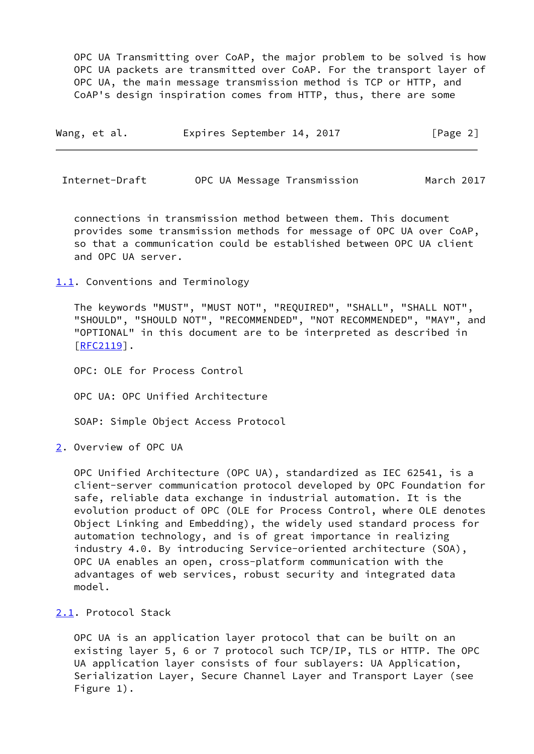OPC UA Transmitting over CoAP, the major problem to be solved is how OPC UA packets are transmitted over CoAP. For the transport layer of OPC UA, the main message transmission method is TCP or HTTP, and CoAP's design inspiration comes from HTTP, thus, there are some connections in transmission method between them. This document provides some transmission methods for message of OPC UA over CoAP, so that a communication could be established between OPC UA client and OPC UA server.

### 1.1. Conventions and Terminology

The keywords "MUST", "MUST NOT", "REQUIRED", "SHALL", "SHALL NOT", "SHOULD", "SHOULD NOT", "RECOMMENDED", "NOT RECOMMENDED", "MAY", and "OPTIONAL" in this document are to be interpreted as described in [RFC2119].

OPC: OLE for Process Control

OPC UA: OPC Unified Architecture

SOAP: Simple Object Access Protocol

## 2. Overview of OPC UA

OPC Unified Architecture (OPC UA), standardized as IEC 62541, is a client-server communication protocol developed by OPC Foundation for safe, reliable data exchange in industrial automation. It is the evolution product of OPC (OLE for Process Control, where OLE denotes Object Linking and Embedding), the widely used standard process for automation technology, and is of great importance in realizing industry 4.0. By introducing Service-oriented architecture (SOA), OPC UA enables an open, cross-platform communication with the advantages of web services, robust security and integrated data model.

### 2.1. Protocol Stack

OPC UA is an application layer protocol that can be built on an existing layer 5, 6 or 7 protocol such TCP/IP, TLS or HTTP. The OPC UA application layer consists of four sublayers: UA Application, Serialization Layer, Secure Channel Layer and Transport Layer (see Figure 1).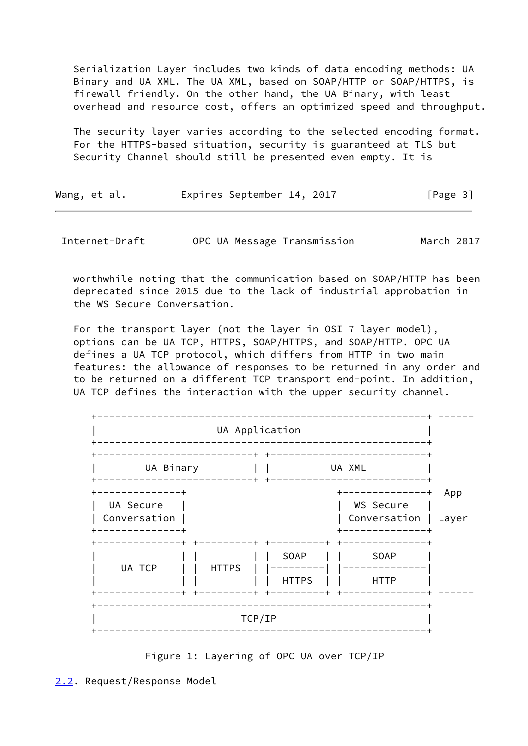Serialization Layer includes two kinds of data encoding methods: UA Binary and UA XML. The UA XML, based on SOAP/HTTP or SOAP/HTTPS, is firewall friendly. On the other hand, the UA Binary, with least overhead and resource cost, offers an optimized speed and throughput.

The security layer varies according to the selected encoding format. For the HTTPS-based situation, security is guaranteed at TLS but Security Channel should still be presented even empty. It is worthwhile noting that the communication based on SOAP/HTTP has been deprecated since 2015 due to the lack of industrial approbation in the WS Secure Conversation.

For the transport layer (not the layer in OSI 7 layer model), options can be UA TCP, HTTPS, SOAP/HTTPS, and SOAP/HTTP. OPC UA defines a UA TCP protocol, which differs from HTTP in two main features: the allowance of responses to be returned in any order and to be returned on a different TCP transport end-point. In addition, UA TCP defines the interaction with the upper security channel.

```
+-------------------------------------------------------+ ------
|                    UA Application                     |
+-------------------------------------------------------+
+-------------------------+ +-------------------------+
|       UA Binary         | |         UA XML          |
+-------------------------+ +-------------------------+
+--------------+                         +--------------+  App
|  UA Secure   |                         |  WS Secure   |
| Conversation |                         | Conversation |  Layer
+--------------+                         +--------------+
+--------------+ +---------+ +---------+ +--------------+
|              | |         | |  SOAP   | |     SOAP     |
|    UA TCP    | |  HTTPS  | |---------| |--------------|
|              | |         | |  HTTPS  | |     HTTP     |
+--------------+ +---------+ +---------+ +--------------+ ------
+-------------------------------------------------------+
|                        TCP/IP                         |
+-------------------------------------------------------+
```

Figure 1: Layering of OPC UA over TCP/IP

## 2.2. Request/Response Model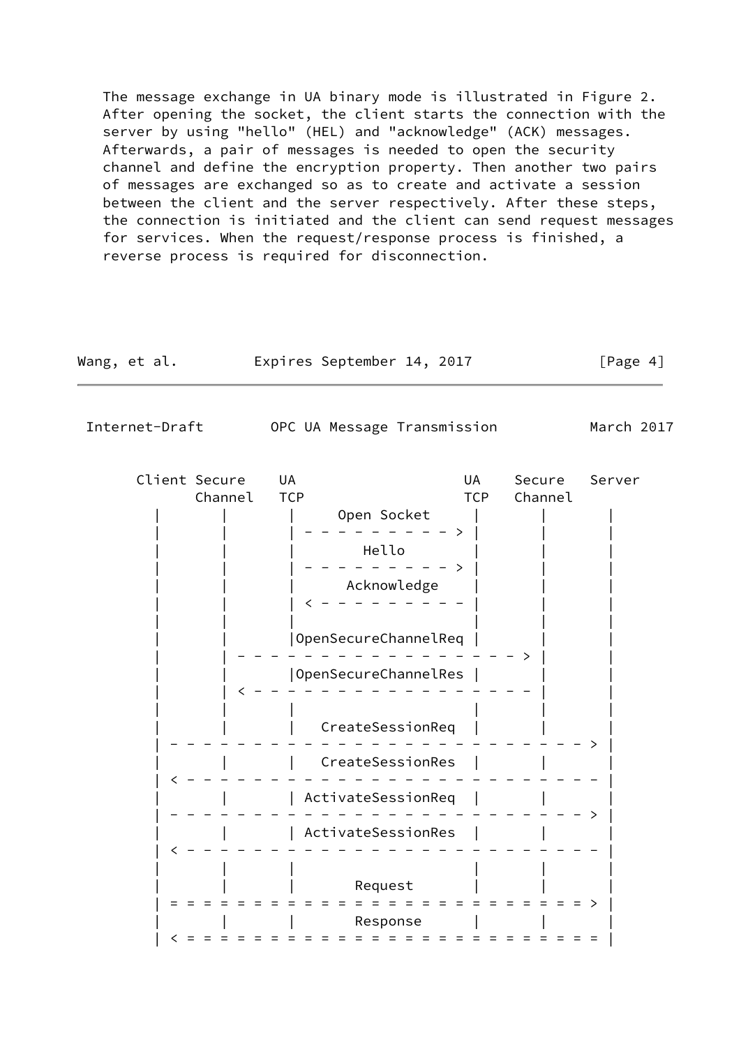The message exchange in UA binary mode is illustrated in Figure 2. After opening the socket, the client starts the connection with the server by using "hello" (HEL) and "acknowledge" (ACK) messages. Afterwards, a pair of messages is needed to open the security channel and define the encryption property. Then another two pairs of messages are exchanged so as to create and activate a session between the client and the server respectively. After these steps, the connection is initiated and the client can send request messages for services. When the request/response process is finished, a reverse process is required for disconnection.

```
     Client Secure    UA                    UA    Secure   Server
            Channel   TCP                   TCP   Channel
       |       |       |     Open Socket     |       |       |
       |       |       | - - - - - - - - - > |       |       |
       |       |       |        Hello        |       |       |
       |       |       | - - - - - - - - - > |       |       |
       |       |       |     Acknowledge     |       |       |
       |       |       | < - - - - - - - - - |       |       |
       |       |       |                     |       |       |
       |       |       |OpenSecureChannelReq |       |       |
       |       | - - - - - - - - - - - - - - - - - > |       |
       |       |       |OpenSecureChannelRes |       |       |
       |       | < - - - - - - - - - - - - - - - - - |       |
       |       |       |                     |       |       |
       |       |       |   CreateSessionReq  |       |       |
       | - - - - - - - - - - - - - - - - - - - - - - - - - > |
       |       |       |   CreateSessionRes  |       |       |
       | < - - - - - - - - - - - - - - - - - - - - - - - - - |
       |       |       | ActivateSessionReq  |       |       |
       | - - - - - - - - - - - - - - - - - - - - - - - - - > |
       |       |       | ActivateSessionRes  |       |       |
       | < - - - - - - - - - - - - - - - - - - - - - - - - - |
       |       |       |                     |       |       |
       |       |       |       Request       |       |       |
       | = = = = = = = = = = = = = = = = = = = = = = = = = > |
       |       |       |       Response      |       |       |
       | < = = = = = = = = = = = = = = = = = = = = = = = = = |
```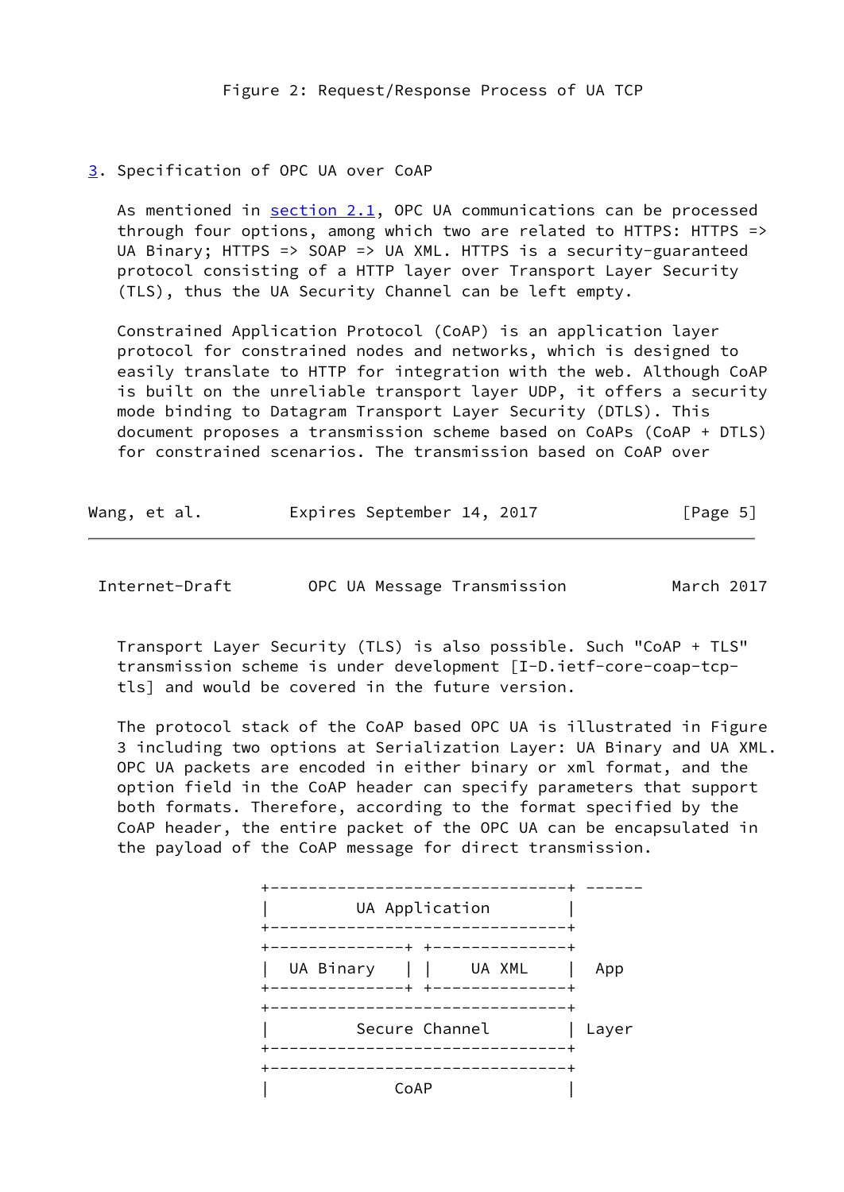Figure 2: Request/Response Process of UA TCP

## 3. Specification of OPC UA over CoAP

As mentioned in section 2.1, OPC UA communications can be processed through four options, among which two are related to HTTPS: HTTPS => UA Binary; HTTPS => SOAP => UA XML. HTTPS is a security-guaranteed protocol consisting of a HTTP layer over Transport Layer Security (TLS), thus the UA Security Channel can be left empty.

Constrained Application Protocol (CoAP) is an application layer protocol for constrained nodes and networks, which is designed to easily translate to HTTP for integration with the web. Although CoAP is built on the unreliable transport layer UDP, it offers a security mode binding to Datagram Transport Layer Security (DTLS). This document proposes a transmission scheme based on CoAPs (CoAP + DTLS) for constrained scenarios. The transmission based on CoAP over Transport Layer Security (TLS) is also possible. Such "CoAP + TLS" transmission scheme is under development [I-D.ietf-core-coap-tcp-tls] and would be covered in the future version.

The protocol stack of the CoAP based OPC UA is illustrated in Figure 3 including two options at Serialization Layer: UA Binary and UA XML. OPC UA packets are encoded in either binary or xml format, and the option field in the CoAP header can specify parameters that support both formats. Therefore, according to the format specified by the CoAP header, the entire packet of the OPC UA can be encapsulated in the payload of the CoAP message for direct transmission.

```
+-------------------------------+ ------
|        UA Application         |
+-------------------------------+
+--------------+ +--------------+
|  UA Binary   | |    UA XML    |  App
+--------------+ +--------------+
+-------------------------------+
|        Secure Channel         | Layer
+-------------------------------+
+-------------------------------+
|             CoAP              |
```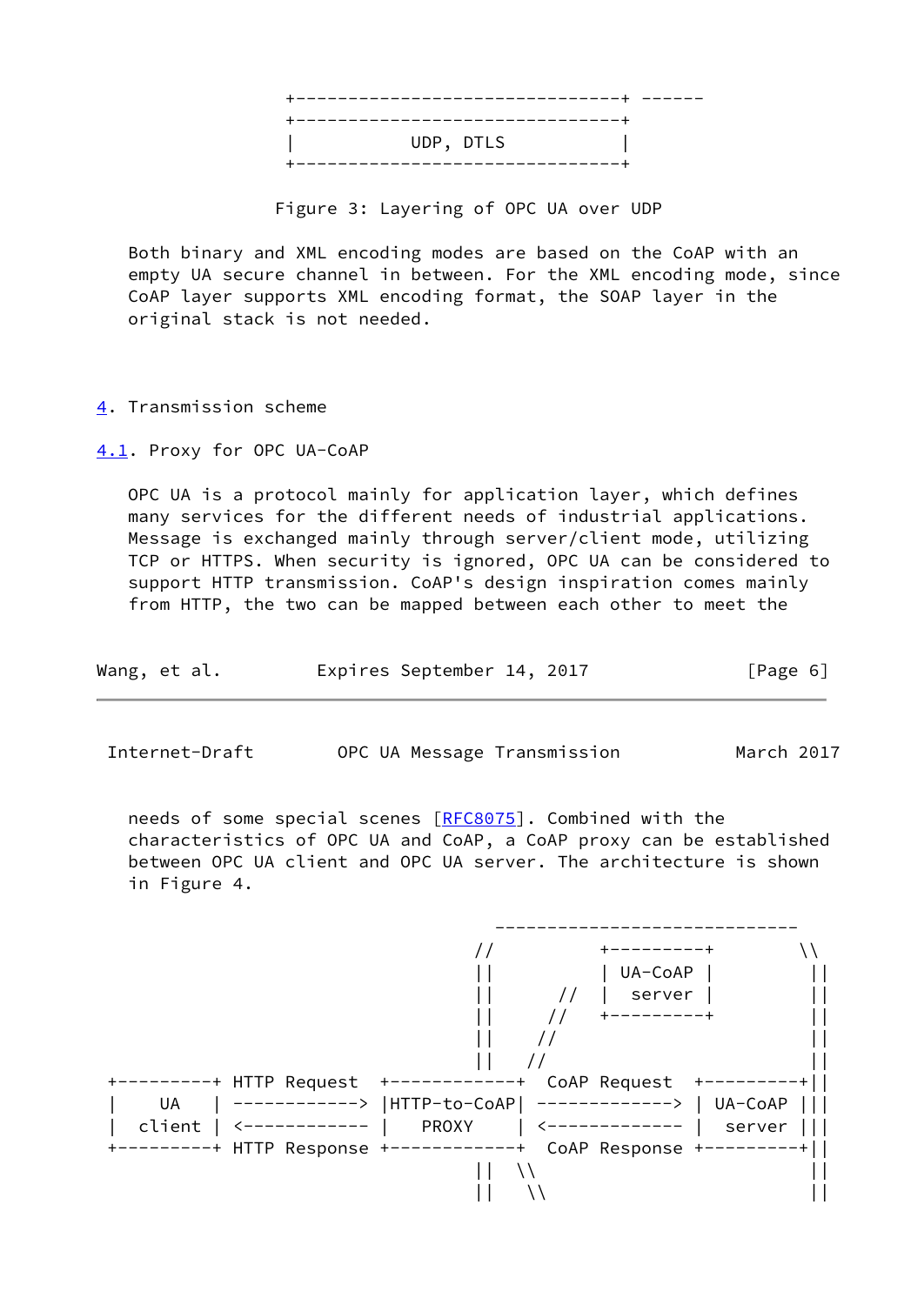```
                +-------------------------------+ ------
                +-------------------------------+
                |           UDP, DTLS           |
                +-------------------------------+
```

Figure 3: Layering of OPC UA over UDP

Both binary and XML encoding modes are based on the CoAP with an empty UA secure channel in between. For the XML encoding mode, since CoAP layer supports XML encoding format, the SOAP layer in the original stack is not needed.

## 4. Transmission scheme

### 4.1. Proxy for OPC UA-CoAP

OPC UA is a protocol mainly for application layer, which defines many services for the different needs of industrial applications. Message is exchanged mainly through server/client mode, utilizing TCP or HTTPS. When security is ignored, OPC UA can be considered to support HTTP transmission. CoAP's design inspiration comes mainly from HTTP, the two can be mapped between each other to meet the needs of some special scenes [RFC8075]. Combined with the characteristics of OPC UA and CoAP, a CoAP proxy can be established between OPC UA client and OPC UA server. The architecture is shown in Figure 4.

```
                                   ----------------------------
                                 //          +---------+       \\
                                 ||          | UA-CoAP |        ||
                                 ||      //  |  server |        ||
                                 ||     //   +---------+        ||
                                 ||    //                       ||
                                 ||   //                        ||
+---------+ HTTP Request  +-------------+  CoAP Request  +---------+||
|   UA    | ------------> |HTTP-to-CoAP| -------------> | UA-CoAP |||
|  client | <------------ |    PROXY    | <------------- |  server |||
+---------+ HTTP Response +-------------+  CoAP Response +---------+||
                                 ||  \\                         ||
                                 ||   \\                        ||
```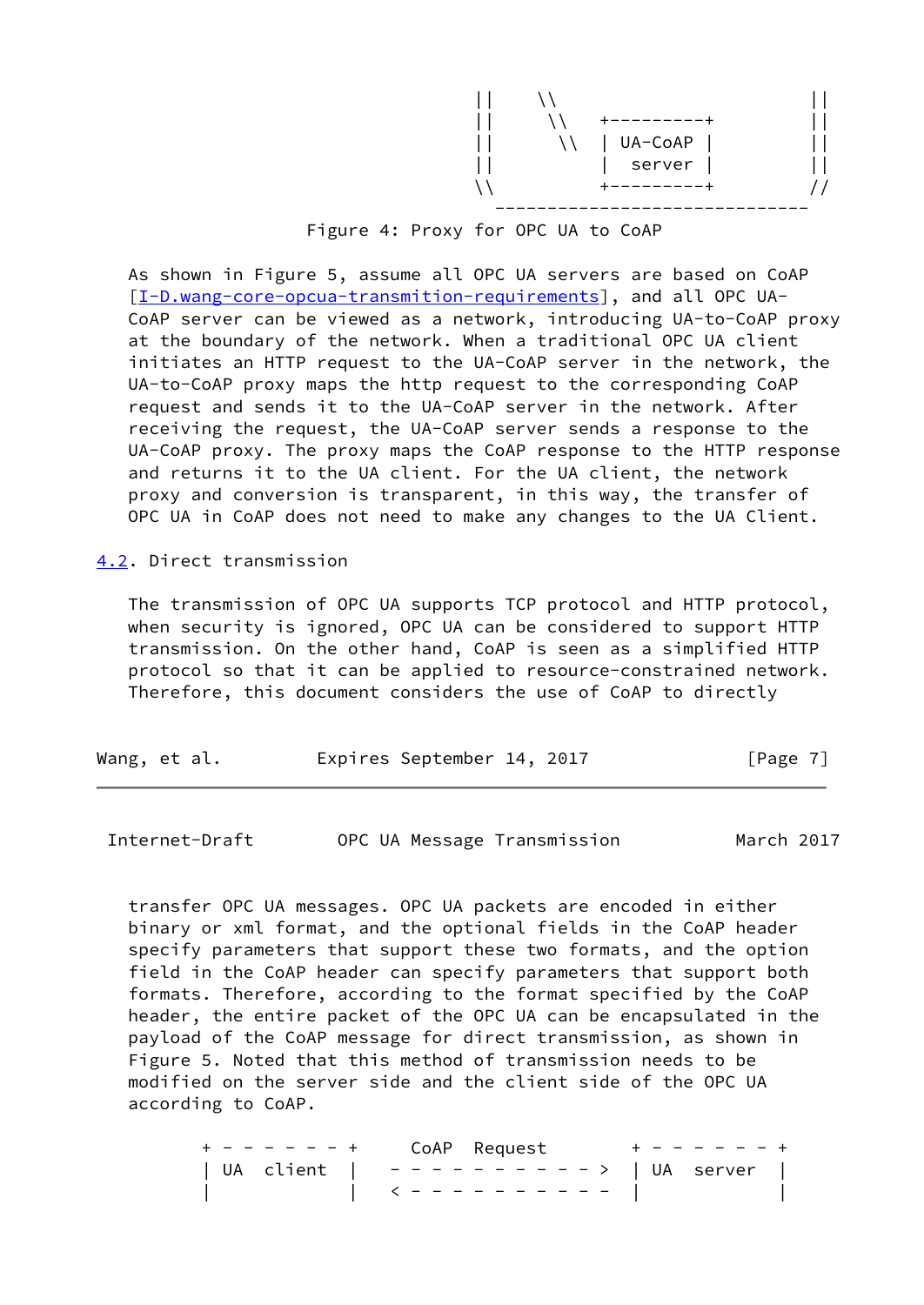```
                             ||    \\                   ||
                             ||     \\   +---------+    ||
                             ||      \\  | UA-CoAP |    ||
                             ||          |  server |    ||
                             \\          +---------+    //
                               ------------------------------
```

Figure 4: Proxy for OPC UA to CoAP

As shown in Figure 5, assume all OPC UA servers are based on CoAP [I-D.wang-core-opcua-transmition-requirements], and all OPC UA-CoAP server can be viewed as a network, introducing UA-to-CoAP proxy at the boundary of the network. When a traditional OPC UA client initiates an HTTP request to the UA-CoAP server in the network, the UA-to-CoAP proxy maps the http request to the corresponding CoAP request and sends it to the UA-CoAP server in the network. After receiving the request, the UA-CoAP server sends a response to the UA-CoAP proxy. The proxy maps the CoAP response to the HTTP response and returns it to the UA client. For the UA client, the network proxy and conversion is transparent, in this way, the transfer of OPC UA in CoAP does not need to make any changes to the UA Client.

## 4.2. Direct transmission

The transmission of OPC UA supports TCP protocol and HTTP protocol, when security is ignored, OPC UA can be considered to support HTTP transmission. On the other hand, CoAP is seen as a simplified HTTP protocol so that it can be applied to resource-constrained network. Therefore, this document considers the use of CoAP to directly transfer OPC UA messages. OPC UA packets are encoded in either binary or xml format, and the optional fields in the CoAP header specify parameters that support these two formats, and the option field in the CoAP header can specify parameters that support both formats. Therefore, according to the format specified by the CoAP header, the entire packet of the OPC UA can be encapsulated in the payload of the CoAP message for direct transmission, as shown in Figure 5. Noted that this method of transmission needs to be modified on the server side and the client side of the OPC UA according to CoAP.

```
       + - - - - - - - +     CoAP  Request       + - - - - - - - +
       | UA  client    |   - - - - - - - - - - > | UA  server    |
       |               |   < - - - - - - - - - - |               |
```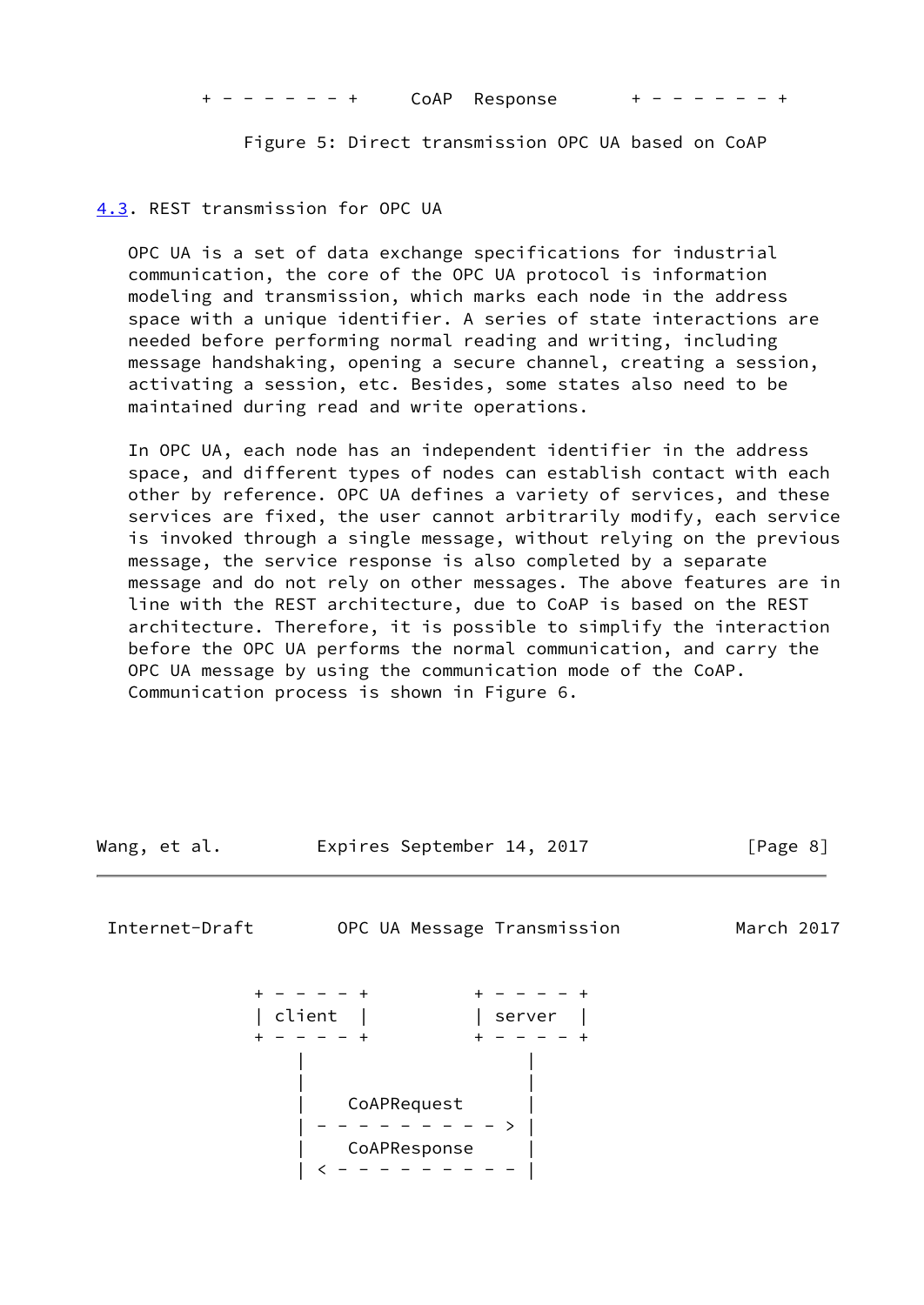```
  + - - - - - - - +     CoAP  Response       + - - - - - - - +
```

Figure 5: Direct transmission OPC UA based on CoAP

## 4.3. REST transmission for OPC UA

OPC UA is a set of data exchange specifications for industrial communication, the core of the OPC UA protocol is information modeling and transmission, which marks each node in the address space with a unique identifier. A series of state interactions are needed before performing normal reading and writing, including message handshaking, opening a secure channel, creating a session, activating a session, etc. Besides, some states also need to be maintained during read and write operations.

In OPC UA, each node has an independent identifier in the address space, and different types of nodes can establish contact with each other by reference. OPC UA defines a variety of services, and these services are fixed, the user cannot arbitrarily modify, each service is invoked through a single message, without relying on the previous message, the service response is also completed by a separate message and do not rely on other messages. The above features are in line with the REST architecture, due to CoAP is based on the REST architecture. Therefore, it is possible to simplify the interaction before the OPC UA performs the normal communication, and carry the OPC UA message by using the communication mode of the CoAP. Communication process is shown in Figure 6.

```
            + - - - - - +         + - - - - - +
            | client  |           | server  |
            + - - - - - +         + - - - - - +
                |                     |
                |                     |
                |    CoAPRequest      |
                | - - - - - - - - - > |
                |    CoAPResponse     |
                | < - - - - - - - - - |
```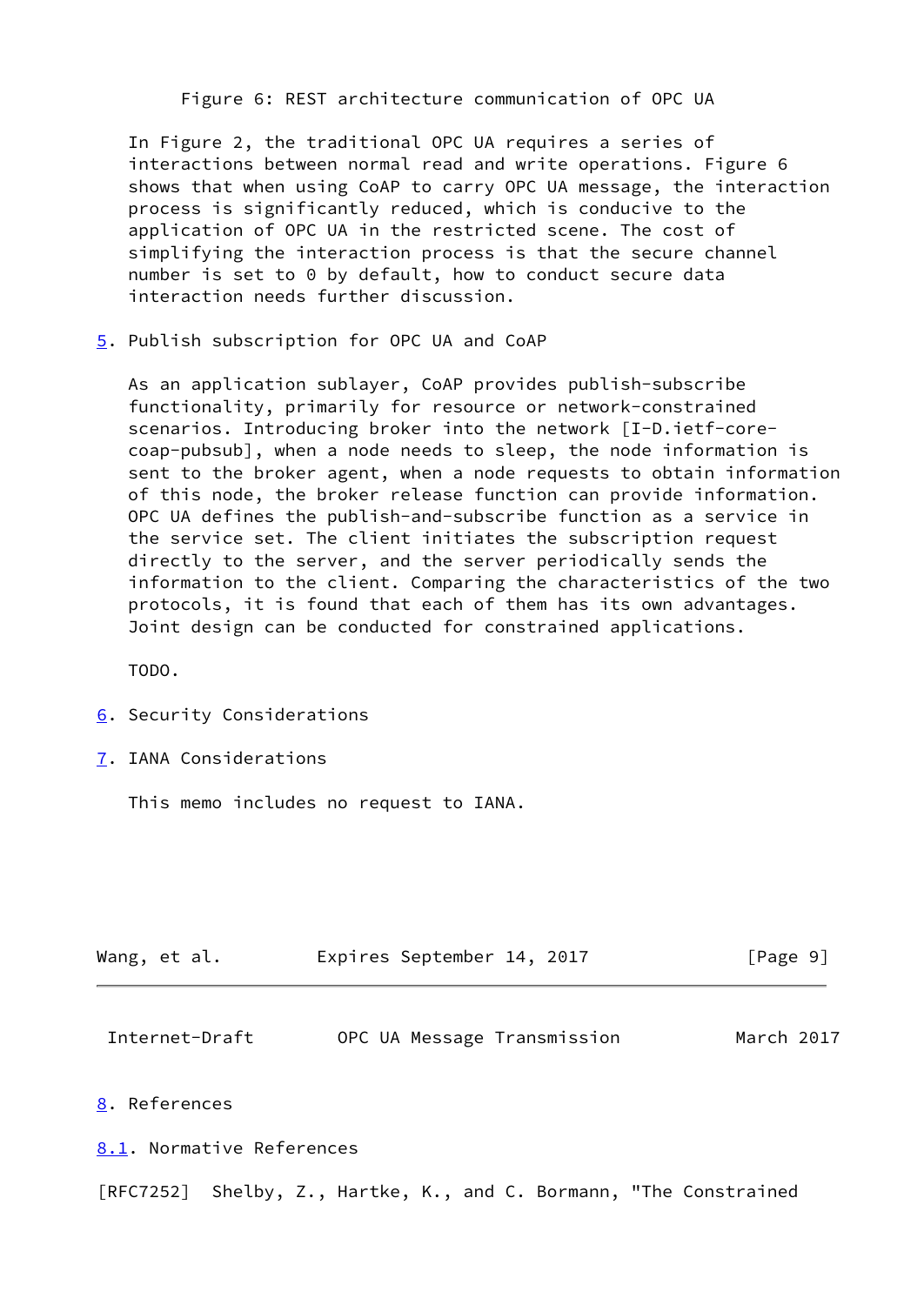Figure 6: REST architecture communication of OPC UA

In Figure 2, the traditional OPC UA requires a series of interactions between normal read and write operations. Figure 6 shows that when using CoAP to carry OPC UA message, the interaction process is significantly reduced, which is conducive to the application of OPC UA in the restricted scene. The cost of simplifying the interaction process is that the secure channel number is set to 0 by default, how to conduct secure data interaction needs further discussion.

## 5. Publish subscription for OPC UA and CoAP

As an application sublayer, CoAP provides publish-subscribe functionality, primarily for resource or network-constrained scenarios. Introducing broker into the network [I-D.ietf-core-coap-pubsub], when a node needs to sleep, the node information is sent to the broker agent, when a node requests to obtain information of this node, the broker release function can provide information. OPC UA defines the publish-and-subscribe function as a service in the service set. The client initiates the subscription request directly to the server, and the server periodically sends the information to the client. Comparing the characteristics of the two protocols, it is found that each of them has its own advantages. Joint design can be conducted for constrained applications.

TODO.

## 6. Security Considerations

## 7. IANA Considerations

This memo includes no request to IANA.

## 8. References

### 8.1. Normative References

[RFC7252] Shelby, Z., Hartke, K., and C. Bormann, "The Constrained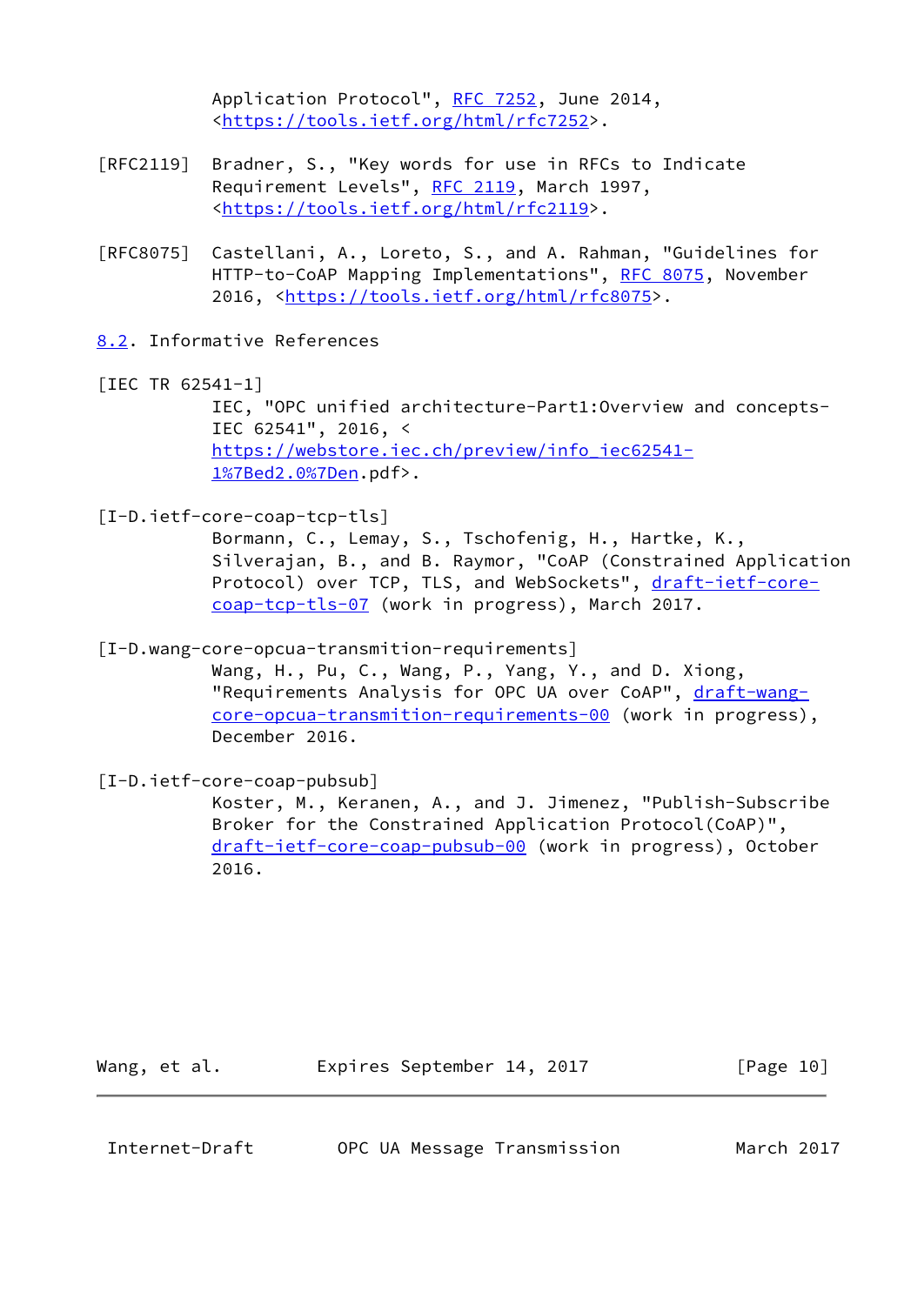Application Protocol", RFC 7252, June 2014, <https://tools.ietf.org/html/rfc7252>.

[RFC2119] Bradner, S., "Key words for use in RFCs to Indicate Requirement Levels", RFC 2119, March 1997, <https://tools.ietf.org/html/rfc2119>.

[RFC8075] Castellani, A., Loreto, S., and A. Rahman, "Guidelines for HTTP-to-CoAP Mapping Implementations", RFC 8075, November 2016, <https://tools.ietf.org/html/rfc8075>.

## 8.2. Informative References

[IEC TR 62541-1]
IEC, "OPC unified architecture-Part1:Overview and concepts- IEC 62541", 2016, < https://webstore.iec.ch/preview/info_iec62541-1%7Bed2.0%7Den.pdf>.

[I-D.ietf-core-coap-tcp-tls]
Bormann, C., Lemay, S., Tschofenig, H., Hartke, K., Silverajan, B., and B. Raymor, "CoAP (Constrained Application Protocol) over TCP, TLS, and WebSockets", draft-ietf-core-coap-tcp-tls-07 (work in progress), March 2017.

[I-D.wang-core-opcua-transmition-requirements]
Wang, H., Pu, C., Wang, P., Yang, Y., and D. Xiong, "Requirements Analysis for OPC UA over CoAP", draft-wang-core-opcua-transmition-requirements-00 (work in progress), December 2016.

[I-D.ietf-core-coap-pubsub]
Koster, M., Keranen, A., and J. Jimenez, "Publish-Subscribe Broker for the Constrained Application Protocol(CoAP)", draft-ietf-core-coap-pubsub-00 (work in progress), October 2016.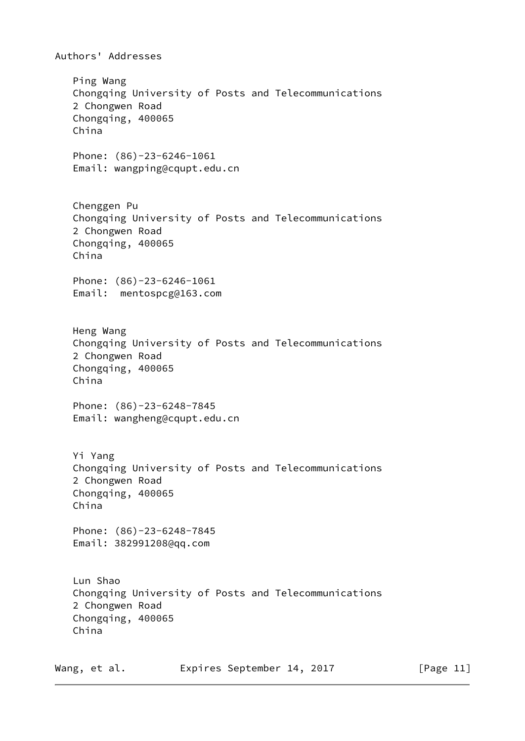# Authors' Addresses

Ping Wang
Chongqing University of Posts and Telecommunications
2 Chongwen Road
Chongqing, 400065
China

Phone: (86)-23-6246-1061
Email: wangping@cqupt.edu.cn

Chenggen Pu
Chongqing University of Posts and Telecommunications
2 Chongwen Road
Chongqing, 400065
China

Phone: (86)-23-6246-1061
Email: mentospcg@163.com

Heng Wang
Chongqing University of Posts and Telecommunications
2 Chongwen Road
Chongqing, 400065
China

Phone: (86)-23-6248-7845
Email: wangheng@cqupt.edu.cn

Yi Yang
Chongqing University of Posts and Telecommunications
2 Chongwen Road
Chongqing, 400065
China

Phone: (86)-23-6248-7845
Email: 382991208@qq.com

Lun Shao
Chongqing University of Posts and Telecommunications
2 Chongwen Road
Chongqing, 400065
China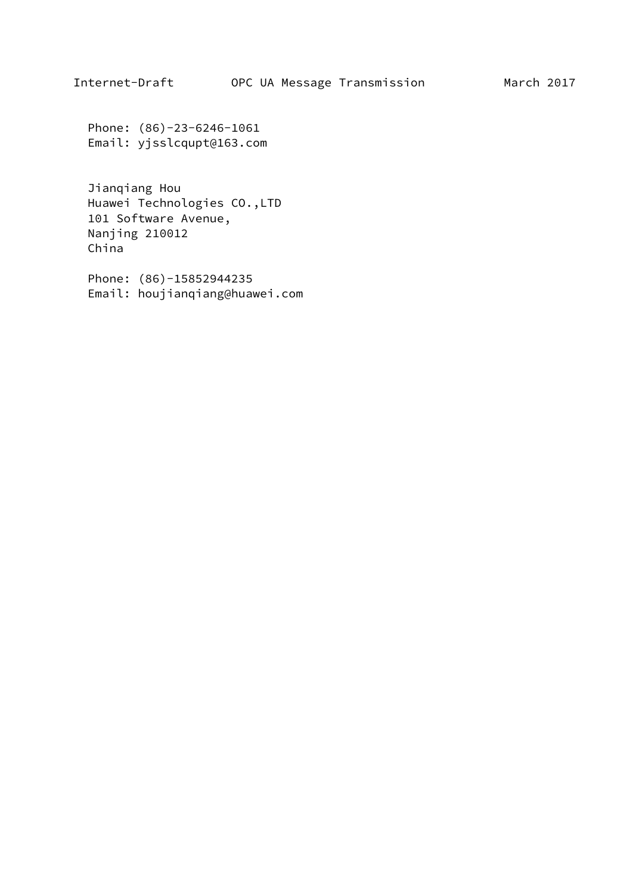Phone: (86)-23-6246-1061
Email: yjsslcqupt@163.com

Jianqiang Hou
Huawei Technologies CO.,LTD
101 Software Avenue,
Nanjing 210012
China

Phone: (86)-15852944235
Email: houjianqiang@huawei.com